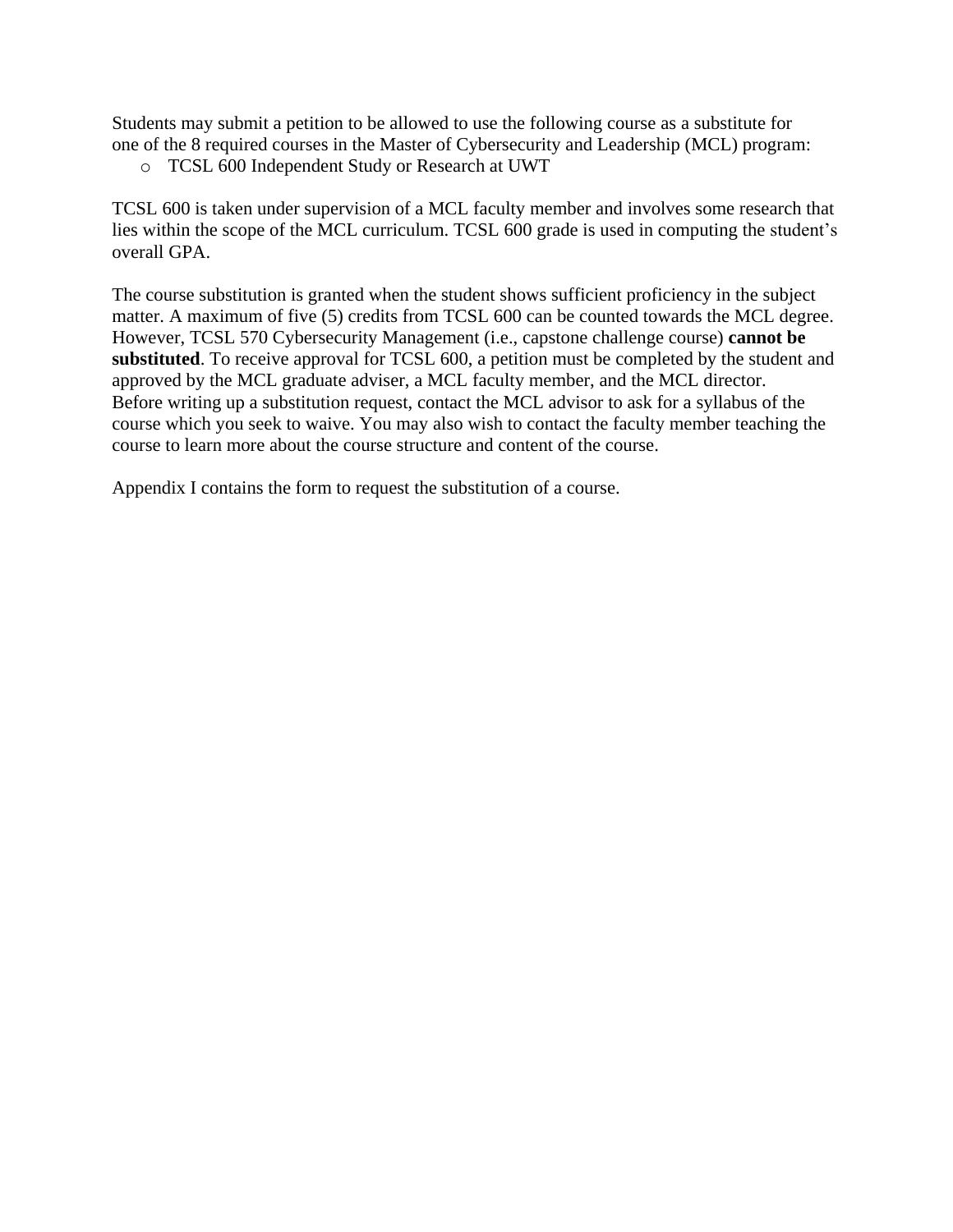Students may submit a petition to be allowed to use the following course as a substitute for one of the 8 required courses in the Master of Cybersecurity and Leadership (MCL) program:

- TCSL 600 Independent Study or Research at UWT

TCSL 600 is taken under supervision of a MCL faculty member and involves some research that lies within the scope of the MCL curriculum. TCSL 600 grade is used in computing the student's overall GPA.

The course substitution is granted when the student shows sufficient proficiency in the subject matter. A maximum of five (5) credits from TCSL 600 can be counted towards the MCL degree. However, TCSL 570 Cybersecurity Management (i.e., capstone challenge course) **cannot be substituted**. To receive approval for TCSL 600, a petition must be completed by the student and approved by the MCL graduate adviser, a MCL faculty member, and the MCL director.
Before writing up a substitution request, contact the MCL advisor to ask for a syllabus of the course which you seek to waive. You may also wish to contact the faculty member teaching the course to learn more about the course structure and content of the course.

Appendix I contains the form to request the substitution of a course.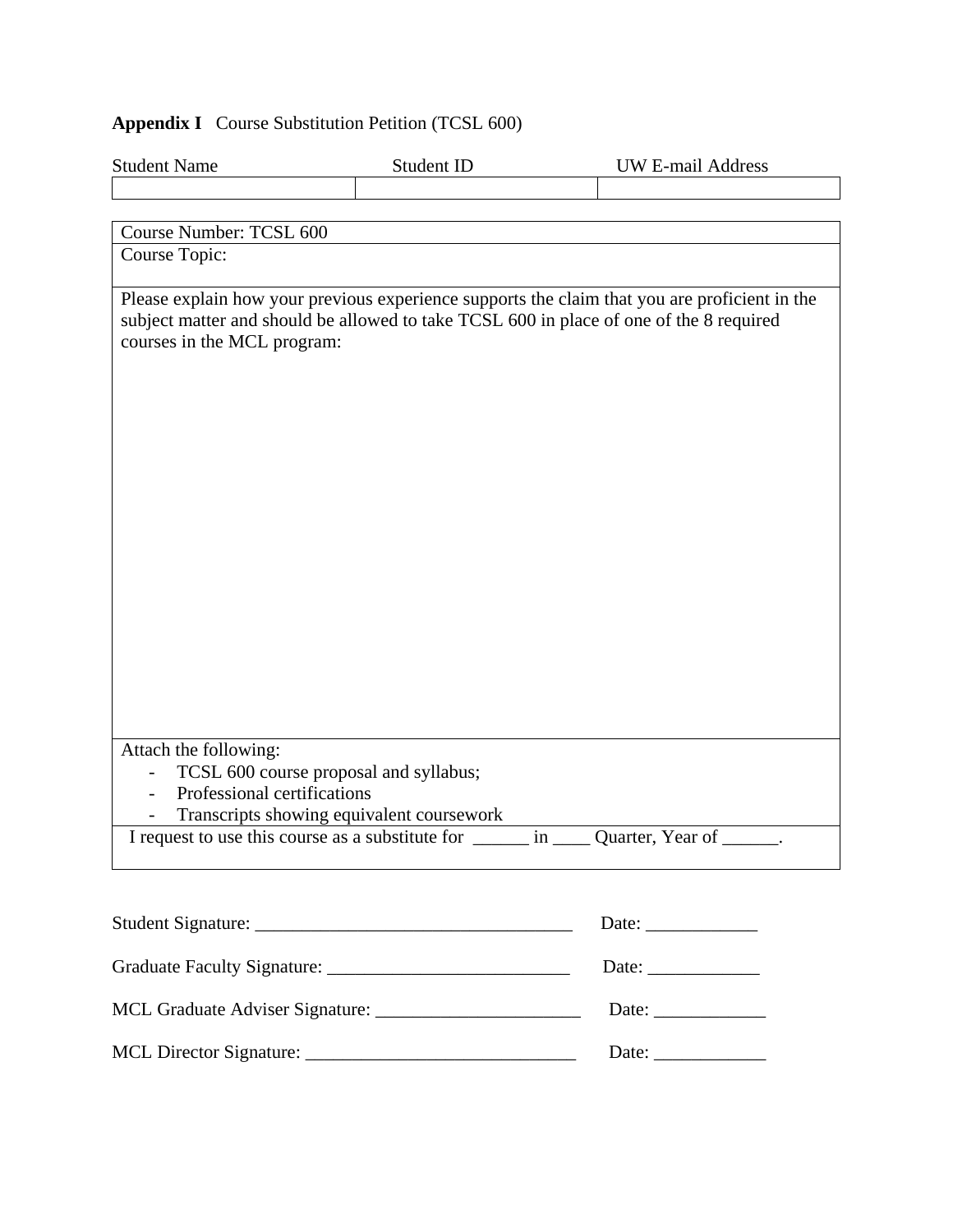**Appendix I** Course Substitution Petition (TCSL 600)

| Student Name | Student ID | UW E-mail Address |
|---|---|---|
| | | |

Course Number: TCSL 600

Course Topic:

Please explain how your previous experience supports the claim that you are proficient in the subject matter and should be allowed to take TCSL 600 in place of one of the 8 required courses in the MCL program:

Attach the following:

- TCSL 600 course proposal and syllabus;
- Professional certifications
- Transcripts showing equivalent coursework

I request to use this course as a substitute for ______ in ____ Quarter, Year of ______.

Student Signature: __________________________________ Date: ____________

Graduate Faculty Signature: __________________________ Date: ____________

MCL Graduate Adviser Signature: ______________________ Date: ____________

MCL Director Signature: _____________________________ Date: ____________